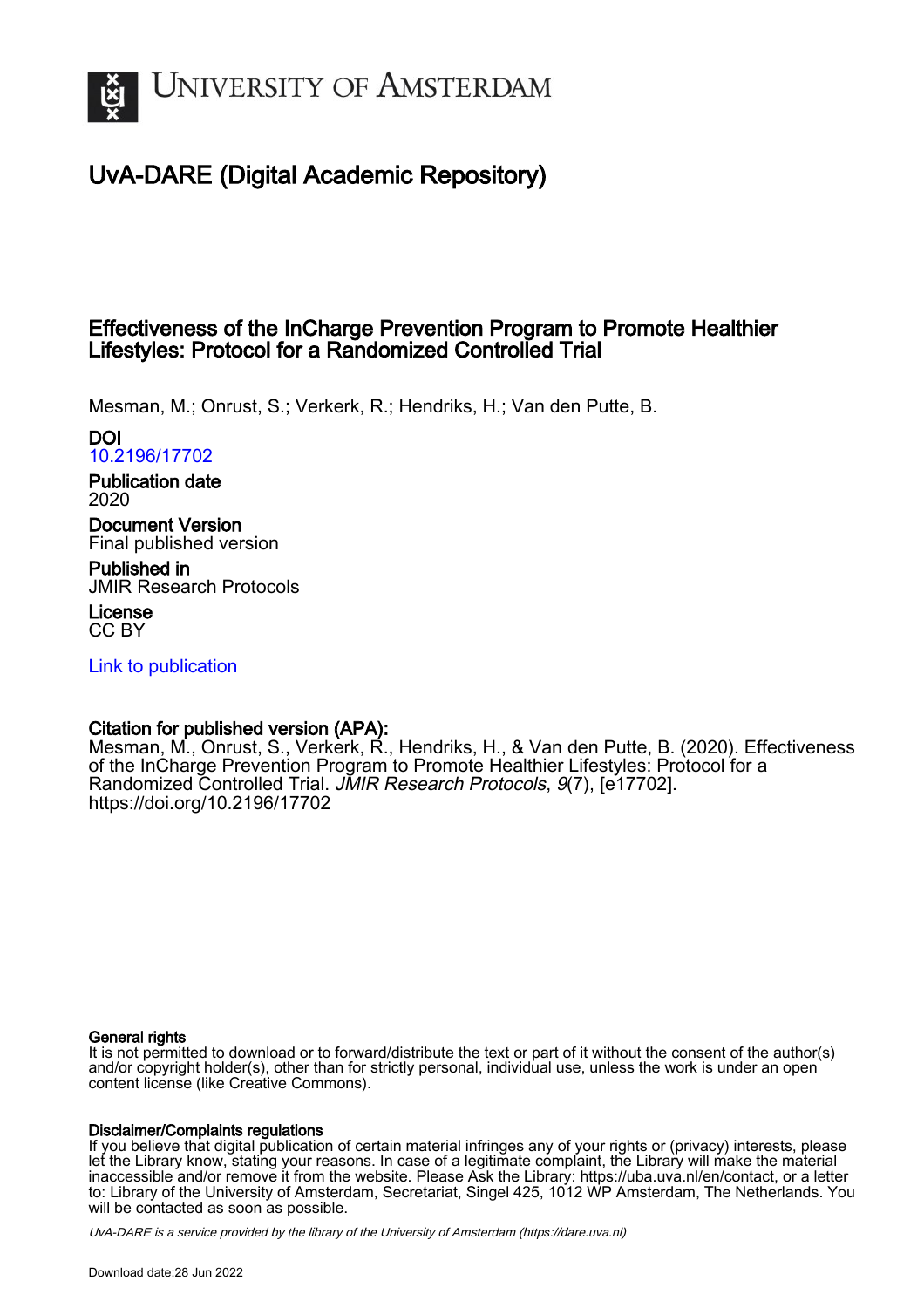# University of Amsterdam

## UvA-DARE (Digital Academic Repository)

### Effectiveness of the InCharge Prevention Program to Promote Healthier Lifestyles: Protocol for a Randomized Controlled Trial

Mesman, M.; Onrust, S.; Verkerk, R.; Hendriks, H.; Van den Putte, B.

**DOI**
10.2196/17702

**Publication date**
2020

**Document Version**
Final published version

**Published in**
JMIR Research Protocols

**License**
CC BY

Link to publication

**Citation for published version (APA):**
Mesman, M., Onrust, S., Verkerk, R., Hendriks, H., & Van den Putte, B. (2020). Effectiveness of the InCharge Prevention Program to Promote Healthier Lifestyles: Protocol for a Randomized Controlled Trial. *JMIR Research Protocols*, *9*(7), [e17702]. https://doi.org/10.2196/17702

**General rights**
It is not permitted to download or to forward/distribute the text or part of it without the consent of the author(s) and/or copyright holder(s), other than for strictly personal, individual use, unless the work is under an open content license (like Creative Commons).

**Disclaimer/Complaints regulations**
If you believe that digital publication of certain material infringes any of your rights or (privacy) interests, please let the Library know, stating your reasons. In case of a legitimate complaint, the Library will make the material inaccessible and/or remove it from the website. Please Ask the Library: https://uba.uva.nl/en/contact, or a letter to: Library of the University of Amsterdam, Secretariat, Singel 425, 1012 WP Amsterdam, The Netherlands. You will be contacted as soon as possible.

*UvA-DARE is a service provided by the library of the University of Amsterdam (https://dare.uva.nl)*

Download date:28 Jun 2022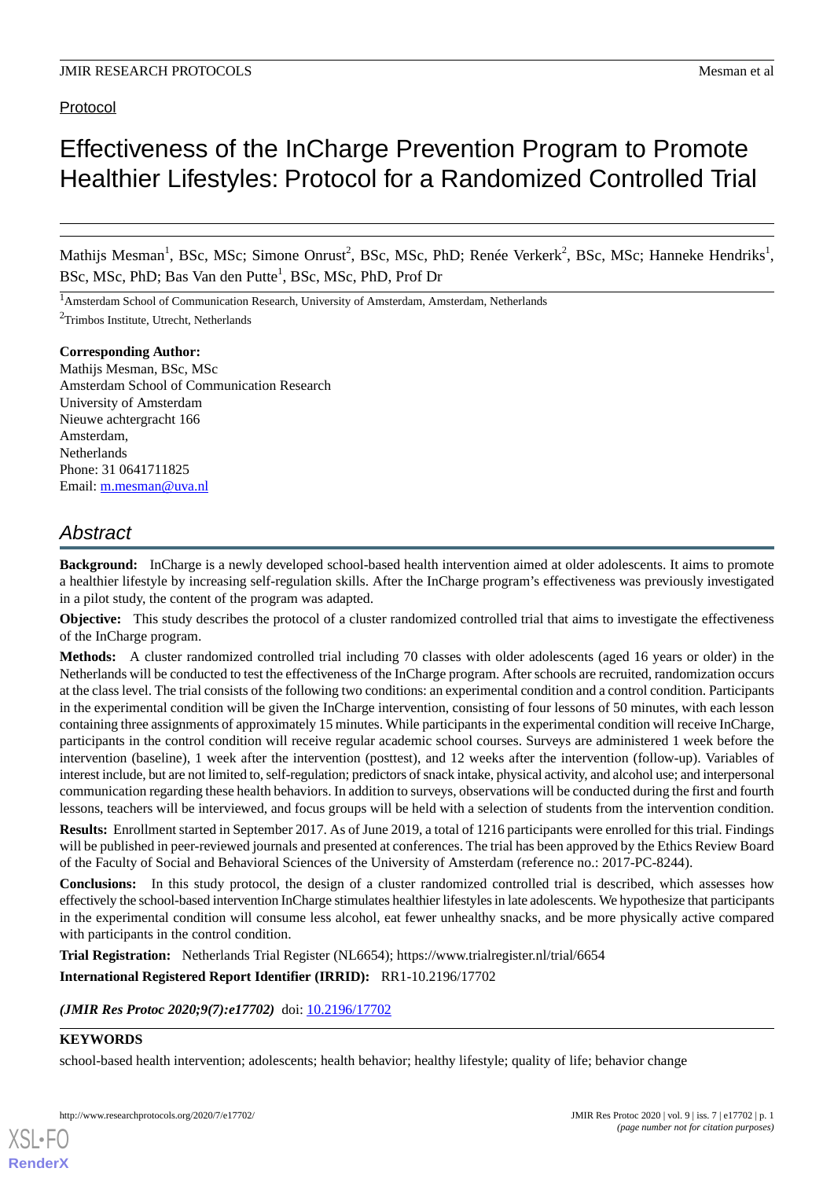Protocol

# Effectiveness of the InCharge Prevention Program to Promote Healthier Lifestyles: Protocol for a Randomized Controlled Trial

Mathijs Mesman[1], BSc, MSc; Simone Onrust[2], BSc, MSc, PhD; Renée Verkerk[2], BSc, MSc; Hanneke Hendriks[1], BSc, MSc, PhD; Bas Van den Putte[1], BSc, MSc, PhD, Prof Dr

[1]Amsterdam School of Communication Research, University of Amsterdam, Amsterdam, Netherlands

[2]Trimbos Institute, Utrecht, Netherlands

**Corresponding Author:**
Mathijs Mesman, BSc, MSc
Amsterdam School of Communication Research
University of Amsterdam
Nieuwe achtergracht 166
Amsterdam,
Netherlands
Phone: 31 0641711825
Email: m.mesman@uva.nl

## *Abstract*

**Background:** InCharge is a newly developed school-based health intervention aimed at older adolescents. It aims to promote a healthier lifestyle by increasing self-regulation skills. After the InCharge program's effectiveness was previously investigated in a pilot study, the content of the program was adapted.

**Objective:** This study describes the protocol of a cluster randomized controlled trial that aims to investigate the effectiveness of the InCharge program.

**Methods:** A cluster randomized controlled trial including 70 classes with older adolescents (aged 16 years or older) in the Netherlands will be conducted to test the effectiveness of the InCharge program. After schools are recruited, randomization occurs at the class level. The trial consists of the following two conditions: an experimental condition and a control condition. Participants in the experimental condition will be given the InCharge intervention, consisting of four lessons of 50 minutes, with each lesson containing three assignments of approximately 15 minutes. While participants in the experimental condition will receive InCharge, participants in the control condition will receive regular academic school courses. Surveys are administered 1 week before the intervention (baseline), 1 week after the intervention (posttest), and 12 weeks after the intervention (follow-up). Variables of interest include, but are not limited to, self-regulation; predictors of snack intake, physical activity, and alcohol use; and interpersonal communication regarding these health behaviors. In addition to surveys, observations will be conducted during the first and fourth lessons, teachers will be interviewed, and focus groups will be held with a selection of students from the intervention condition.

**Results:** Enrollment started in September 2017. As of June 2019, a total of 1216 participants were enrolled for this trial. Findings will be published in peer-reviewed journals and presented at conferences. The trial has been approved by the Ethics Review Board of the Faculty of Social and Behavioral Sciences of the University of Amsterdam (reference no.: 2017-PC-8244).

**Conclusions:** In this study protocol, the design of a cluster randomized controlled trial is described, which assesses how effectively the school-based intervention InCharge stimulates healthier lifestyles in late adolescents. We hypothesize that participants in the experimental condition will consume less alcohol, eat fewer unhealthy snacks, and be more physically active compared with participants in the control condition.

**Trial Registration:** Netherlands Trial Register (NL6654); https://www.trialregister.nl/trial/6654

**International Registered Report Identifier (IRRID):** RR1-10.2196/17702

***(JMIR Res Protoc 2020;9(7):e17702)*** doi: 10.2196/17702

**KEYWORDS**

school-based health intervention; adolescents; health behavior; healthy lifestyle; quality of life; behavior change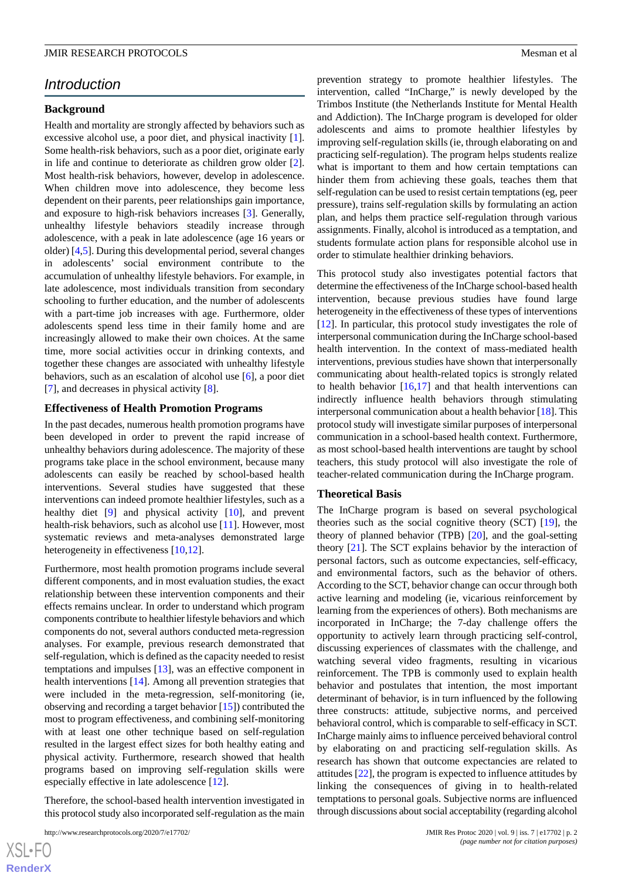## Introduction

### Background

Health and mortality are strongly affected by behaviors such as excessive alcohol use, a poor diet, and physical inactivity [1]. Some health-risk behaviors, such as a poor diet, originate early in life and continue to deteriorate as children grow older [2]. Most health-risk behaviors, however, develop in adolescence. When children move into adolescence, they become less dependent on their parents, peer relationships gain importance, and exposure to high-risk behaviors increases [3]. Generally, unhealthy lifestyle behaviors steadily increase through adolescence, with a peak in late adolescence (age 16 years or older) [4,5]. During this developmental period, several changes in adolescents' social environment contribute to the accumulation of unhealthy lifestyle behaviors. For example, in late adolescence, most individuals transition from secondary schooling to further education, and the number of adolescents with a part-time job increases with age. Furthermore, older adolescents spend less time in their family home and are increasingly allowed to make their own choices. At the same time, more social activities occur in drinking contexts, and together these changes are associated with unhealthy lifestyle behaviors, such as an escalation of alcohol use [6], a poor diet [7], and decreases in physical activity [8].

### Effectiveness of Health Promotion Programs

In the past decades, numerous health promotion programs have been developed in order to prevent the rapid increase of unhealthy behaviors during adolescence. The majority of these programs take place in the school environment, because many adolescents can easily be reached by school-based health interventions. Several studies have suggested that these interventions can indeed promote healthier lifestyles, such as a healthy diet [9] and physical activity [10], and prevent health-risk behaviors, such as alcohol use [11]. However, most systematic reviews and meta-analyses demonstrated large heterogeneity in effectiveness [10,12].

Furthermore, most health promotion programs include several different components, and in most evaluation studies, the exact relationship between these intervention components and their effects remains unclear. In order to understand which program components contribute to healthier lifestyle behaviors and which components do not, several authors conducted meta-regression analyses. For example, previous research demonstrated that self-regulation, which is defined as the capacity needed to resist temptations and impulses [13], was an effective component in health interventions [14]. Among all prevention strategies that were included in the meta-regression, self-monitoring (ie, observing and recording a target behavior [15]) contributed the most to program effectiveness, and combining self-monitoring with at least one other technique based on self-regulation resulted in the largest effect sizes for both healthy eating and physical activity. Furthermore, research showed that health programs based on improving self-regulation skills were especially effective in late adolescence [12].

Therefore, the school-based health intervention investigated in this protocol study also incorporated self-regulation as the main prevention strategy to promote healthier lifestyles. The intervention, called "InCharge," is newly developed by the Trimbos Institute (the Netherlands Institute for Mental Health and Addiction). The InCharge program is developed for older adolescents and aims to promote healthier lifestyles by improving self-regulation skills (ie, through elaborating on and practicing self-regulation). The program helps students realize what is important to them and how certain temptations can hinder them from achieving these goals, teaches them that self-regulation can be used to resist certain temptations (eg, peer pressure), trains self-regulation skills by formulating an action plan, and helps them practice self-regulation through various assignments. Finally, alcohol is introduced as a temptation, and students formulate action plans for responsible alcohol use in order to stimulate healthier drinking behaviors.

This protocol study also investigates potential factors that determine the effectiveness of the InCharge school-based health intervention, because previous studies have found large heterogeneity in the effectiveness of these types of interventions [12]. In particular, this protocol study investigates the role of interpersonal communication during the InCharge school-based health intervention. In the context of mass-mediated health interventions, previous studies have shown that interpersonally communicating about health-related topics is strongly related to health behavior [16,17] and that health interventions can indirectly influence health behaviors through stimulating interpersonal communication about a health behavior [18]. This protocol study will investigate similar purposes of interpersonal communication in a school-based health context. Furthermore, as most school-based health interventions are taught by school teachers, this study protocol will also investigate the role of teacher-related communication during the InCharge program.

### Theoretical Basis

The InCharge program is based on several psychological theories such as the social cognitive theory (SCT) [19], the theory of planned behavior (TPB) [20], and the goal-setting theory [21]. The SCT explains behavior by the interaction of personal factors, such as outcome expectancies, self-efficacy, and environmental factors, such as the behavior of others. According to the SCT, behavior change can occur through both active learning and modeling (ie, vicarious reinforcement by learning from the experiences of others). Both mechanisms are incorporated in InCharge; the 7-day challenge offers the opportunity to actively learn through practicing self-control, discussing experiences of classmates with the challenge, and watching several video fragments, resulting in vicarious reinforcement. The TPB is commonly used to explain health behavior and postulates that intention, the most important determinant of behavior, is in turn influenced by the following three constructs: attitude, subjective norms, and perceived behavioral control, which is comparable to self-efficacy in SCT. InCharge mainly aims to influence perceived behavioral control by elaborating on and practicing self-regulation skills. As research has shown that outcome expectancies are related to attitudes [22], the program is expected to influence attitudes by linking the consequences of giving in to health-related temptations to personal goals. Subjective norms are influenced through discussions about social acceptability (regarding alcohol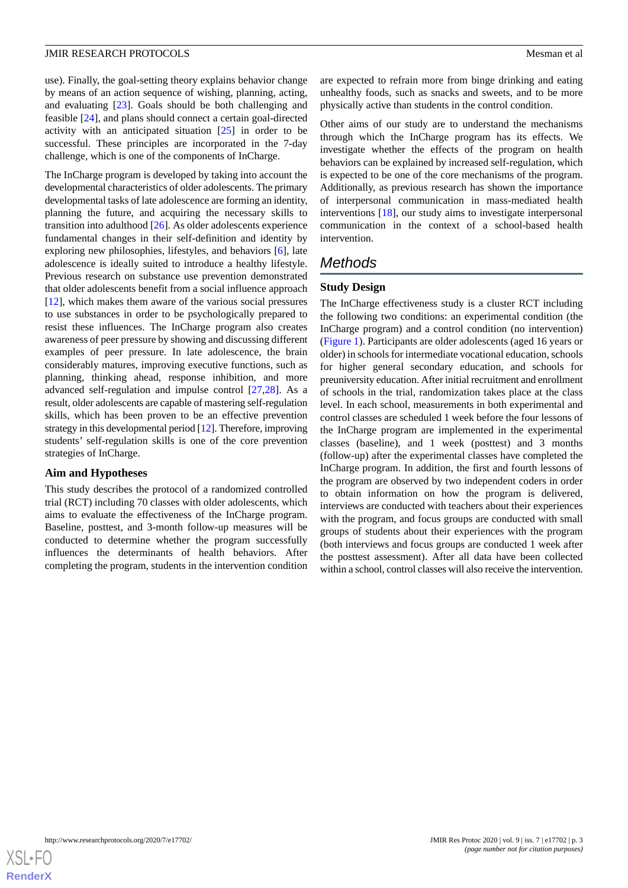use). Finally, the goal-setting theory explains behavior change by means of an action sequence of wishing, planning, acting, and evaluating [23]. Goals should be both challenging and feasible [24], and plans should connect a certain goal-directed activity with an anticipated situation [25] in order to be successful. These principles are incorporated in the 7-day challenge, which is one of the components of InCharge.

The InCharge program is developed by taking into account the developmental characteristics of older adolescents. The primary developmental tasks of late adolescence are forming an identity, planning the future, and acquiring the necessary skills to transition into adulthood [26]. As older adolescents experience fundamental changes in their self-definition and identity by exploring new philosophies, lifestyles, and behaviors [6], late adolescence is ideally suited to introduce a healthy lifestyle. Previous research on substance use prevention demonstrated that older adolescents benefit from a social influence approach [12], which makes them aware of the various social pressures to use substances in order to be psychologically prepared to resist these influences. The InCharge program also creates awareness of peer pressure by showing and discussing different examples of peer pressure. In late adolescence, the brain considerably matures, improving executive functions, such as planning, thinking ahead, response inhibition, and more advanced self-regulation and impulse control [27,28]. As a result, older adolescents are capable of mastering self-regulation skills, which has been proven to be an effective prevention strategy in this developmental period [12]. Therefore, improving students' self-regulation skills is one of the core prevention strategies of InCharge.

### Aim and Hypotheses

This study describes the protocol of a randomized controlled trial (RCT) including 70 classes with older adolescents, which aims to evaluate the effectiveness of the InCharge program. Baseline, posttest, and 3-month follow-up measures will be conducted to determine whether the program successfully influences the determinants of health behaviors. After completing the program, students in the intervention condition are expected to refrain more from binge drinking and eating unhealthy foods, such as snacks and sweets, and to be more physically active than students in the control condition.

Other aims of our study are to understand the mechanisms through which the InCharge program has its effects. We investigate whether the effects of the program on health behaviors can be explained by increased self-regulation, which is expected to be one of the core mechanisms of the program. Additionally, as previous research has shown the importance of interpersonal communication in mass-mediated health interventions [18], our study aims to investigate interpersonal communication in the context of a school-based health intervention.

## Methods

### Study Design

The InCharge effectiveness study is a cluster RCT including the following two conditions: an experimental condition (the InCharge program) and a control condition (no intervention) (Figure 1). Participants are older adolescents (aged 16 years or older) in schools for intermediate vocational education, schools for higher general secondary education, and schools for preuniversity education. After initial recruitment and enrollment of schools in the trial, randomization takes place at the class level. In each school, measurements in both experimental and control classes are scheduled 1 week before the four lessons of the InCharge program are implemented in the experimental classes (baseline), and 1 week (posttest) and 3 months (follow-up) after the experimental classes have completed the InCharge program. In addition, the first and fourth lessons of the program are observed by two independent coders in order to obtain information on how the program is delivered, interviews are conducted with teachers about their experiences with the program, and focus groups are conducted with small groups of students about their experiences with the program (both interviews and focus groups are conducted 1 week after the posttest assessment). After all data have been collected within a school, control classes will also receive the intervention.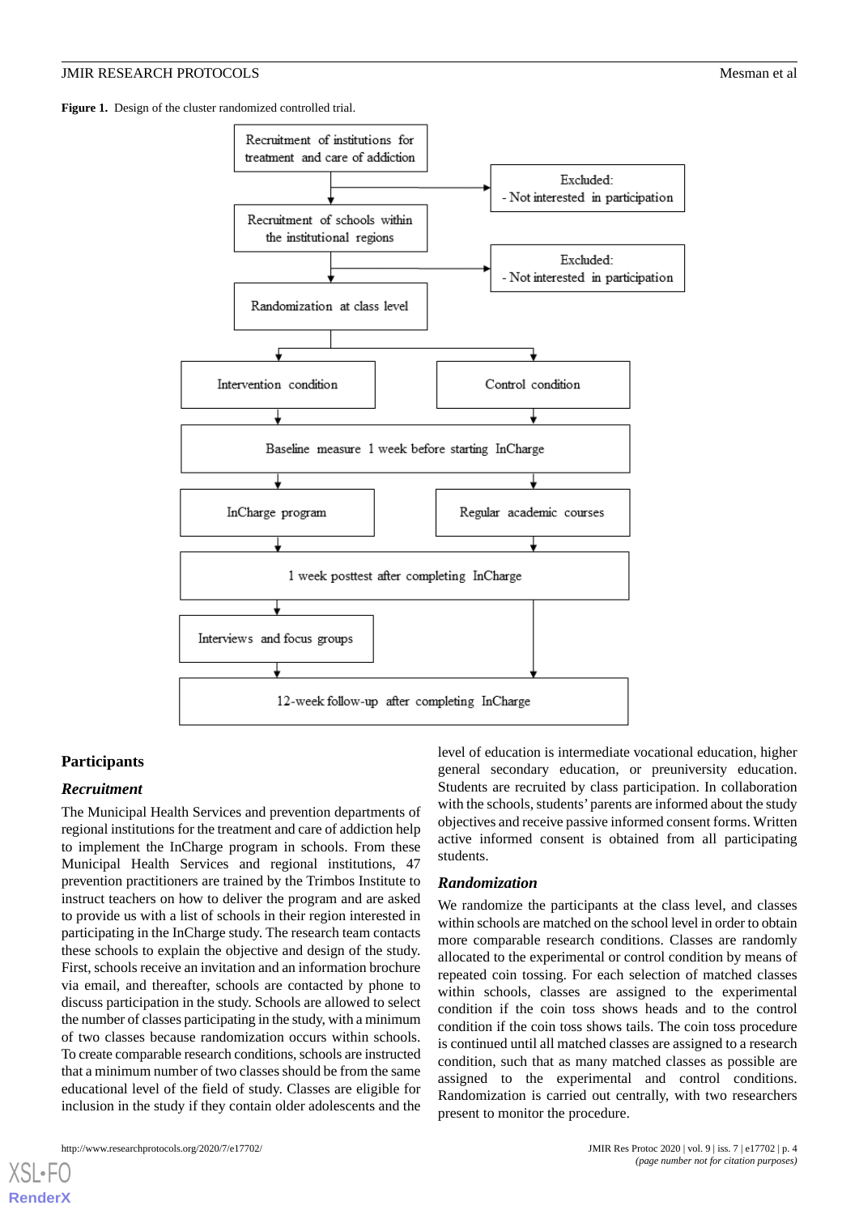**Figure 1.** Design of the cluster randomized controlled trial.

Recruitment of institutions for treatment and care of addiction

Excluded:
- Not interested in participation

Recruitment of schools within the institutional regions

Excluded:
- Not interested in participation

Randomization at class level

Intervention condition

Control condition

Baseline measure 1 week before starting InCharge

InCharge program

Regular academic courses

1 week posttest after completing InCharge

Interviews and focus groups

12-week follow-up after completing InCharge

## Participants

### *Recruitment*

The Municipal Health Services and prevention departments of regional institutions for the treatment and care of addiction help to implement the InCharge program in schools. From these Municipal Health Services and regional institutions, 47 prevention practitioners are trained by the Trimbos Institute to instruct teachers on how to deliver the program and are asked to provide us with a list of schools in their region interested in participating in the InCharge study. The research team contacts these schools to explain the objective and design of the study. First, schools receive an invitation and an information brochure via email, and thereafter, schools are contacted by phone to discuss participation in the study. Schools are allowed to select the number of classes participating in the study, with a minimum of two classes because randomization occurs within schools. To create comparable research conditions, schools are instructed that a minimum number of two classes should be from the same educational level of the field of study. Classes are eligible for inclusion in the study if they contain older adolescents and the level of education is intermediate vocational education, higher general secondary education, or preuniversity education. Students are recruited by class participation. In collaboration with the schools, students' parents are informed about the study objectives and receive passive informed consent forms. Written active informed consent is obtained from all participating students.

### *Randomization*

We randomize the participants at the class level, and classes within schools are matched on the school level in order to obtain more comparable research conditions. Classes are randomly allocated to the experimental or control condition by means of repeated coin tossing. For each selection of matched classes within schools, classes are assigned to the experimental condition if the coin toss shows heads and to the control condition if the coin toss shows tails. The coin toss procedure is continued until all matched classes are assigned to a research condition, such that as many matched classes as possible are assigned to the experimental and control conditions. Randomization is carried out centrally, with two researchers present to monitor the procedure.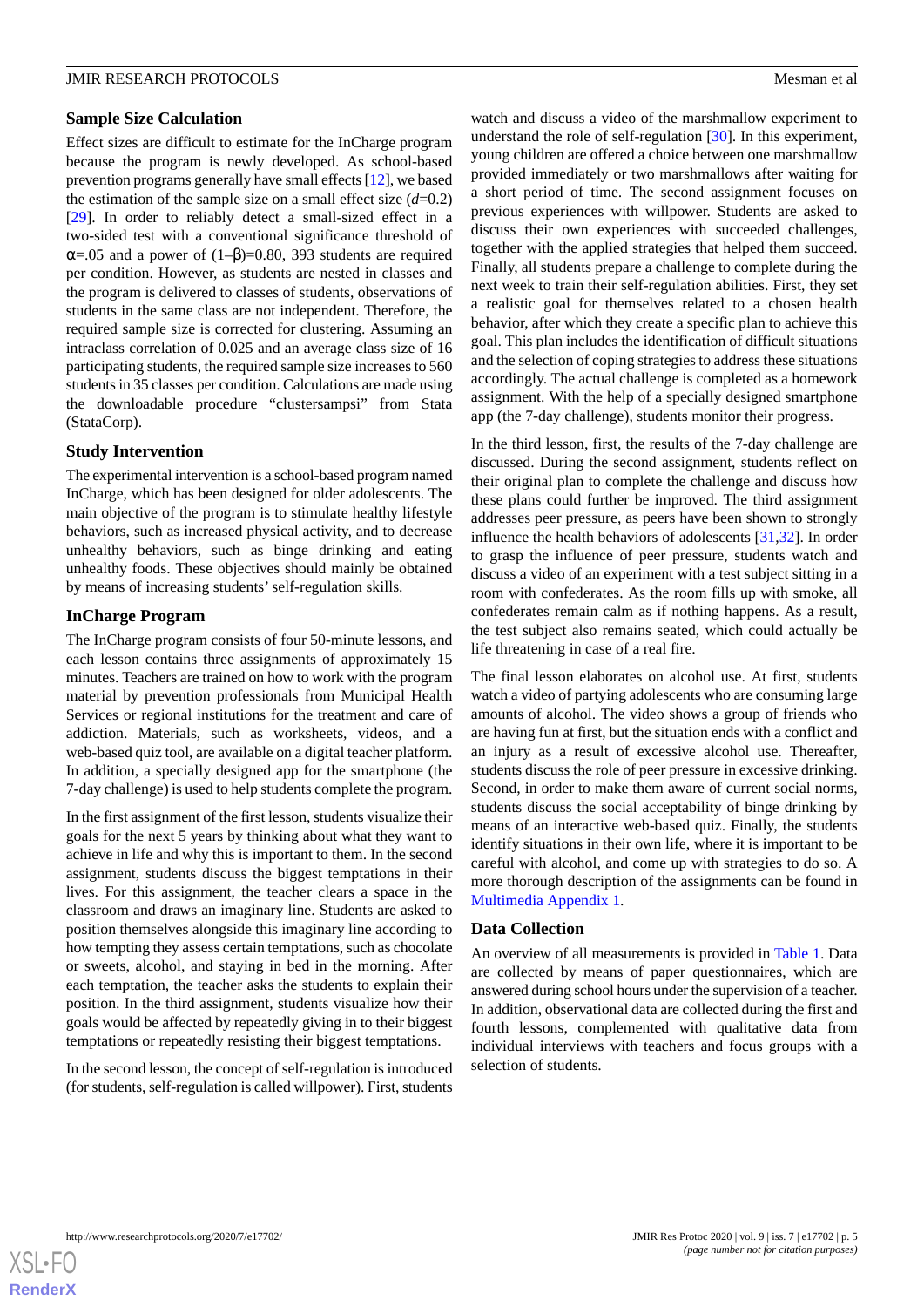### Sample Size Calculation

Effect sizes are difficult to estimate for the InCharge program because the program is newly developed. As school-based prevention programs generally have small effects [12], we based the estimation of the sample size on a small effect size ($d$=0.2) [29]. In order to reliably detect a small-sized effect in a two-sided test with a conventional significance threshold of $\alpha$=.05 and a power of (1–$\beta$)=0.80, 393 students are required per condition. However, as students are nested in classes and the program is delivered to classes of students, observations of students in the same class are not independent. Therefore, the required sample size is corrected for clustering. Assuming an intraclass correlation of 0.025 and an average class size of 16 participating students, the required sample size increases to 560 students in 35 classes per condition. Calculations are made using the downloadable procedure "clustersampsi" from Stata (StataCorp).

### Study Intervention

The experimental intervention is a school-based program named InCharge, which has been designed for older adolescents. The main objective of the program is to stimulate healthy lifestyle behaviors, such as increased physical activity, and to decrease unhealthy behaviors, such as binge drinking and eating unhealthy foods. These objectives should mainly be obtained by means of increasing students' self-regulation skills.

### InCharge Program

The InCharge program consists of four 50-minute lessons, and each lesson contains three assignments of approximately 15 minutes. Teachers are trained on how to work with the program material by prevention professionals from Municipal Health Services or regional institutions for the treatment and care of addiction. Materials, such as worksheets, videos, and a web-based quiz tool, are available on a digital teacher platform. In addition, a specially designed app for the smartphone (the 7-day challenge) is used to help students complete the program.

In the first assignment of the first lesson, students visualize their goals for the next 5 years by thinking about what they want to achieve in life and why this is important to them. In the second assignment, students discuss the biggest temptations in their lives. For this assignment, the teacher clears a space in the classroom and draws an imaginary line. Students are asked to position themselves alongside this imaginary line according to how tempting they assess certain temptations, such as chocolate or sweets, alcohol, and staying in bed in the morning. After each temptation, the teacher asks the students to explain their position. In the third assignment, students visualize how their goals would be affected by repeatedly giving in to their biggest temptations or repeatedly resisting their biggest temptations.

In the second lesson, the concept of self-regulation is introduced (for students, self-regulation is called willpower). First, students watch and discuss a video of the marshmallow experiment to understand the role of self-regulation [30]. In this experiment, young children are offered a choice between one marshmallow provided immediately or two marshmallows after waiting for a short period of time. The second assignment focuses on previous experiences with willpower. Students are asked to discuss their own experiences with succeeded challenges, together with the applied strategies that helped them succeed. Finally, all students prepare a challenge to complete during the next week to train their self-regulation abilities. First, they set a realistic goal for themselves related to a chosen health behavior, after which they create a specific plan to achieve this goal. This plan includes the identification of difficult situations and the selection of coping strategies to address these situations accordingly. The actual challenge is completed as a homework assignment. With the help of a specially designed smartphone app (the 7-day challenge), students monitor their progress.

In the third lesson, first, the results of the 7-day challenge are discussed. During the second assignment, students reflect on their original plan to complete the challenge and discuss how these plans could further be improved. The third assignment addresses peer pressure, as peers have been shown to strongly influence the health behaviors of adolescents [31,32]. In order to grasp the influence of peer pressure, students watch and discuss a video of an experiment with a test subject sitting in a room with confederates. As the room fills up with smoke, all confederates remain calm as if nothing happens. As a result, the test subject also remains seated, which could actually be life threatening in case of a real fire.

The final lesson elaborates on alcohol use. At first, students watch a video of partying adolescents who are consuming large amounts of alcohol. The video shows a group of friends who are having fun at first, but the situation ends with a conflict and an injury as a result of excessive alcohol use. Thereafter, students discuss the role of peer pressure in excessive drinking. Second, in order to make them aware of current social norms, students discuss the social acceptability of binge drinking by means of an interactive web-based quiz. Finally, the students identify situations in their own life, where it is important to be careful with alcohol, and come up with strategies to do so. A more thorough description of the assignments can be found in Multimedia Appendix 1.

### Data Collection

An overview of all measurements is provided in Table 1. Data are collected by means of paper questionnaires, which are answered during school hours under the supervision of a teacher. In addition, observational data are collected during the first and fourth lessons, complemented with qualitative data from individual interviews with teachers and focus groups with a selection of students.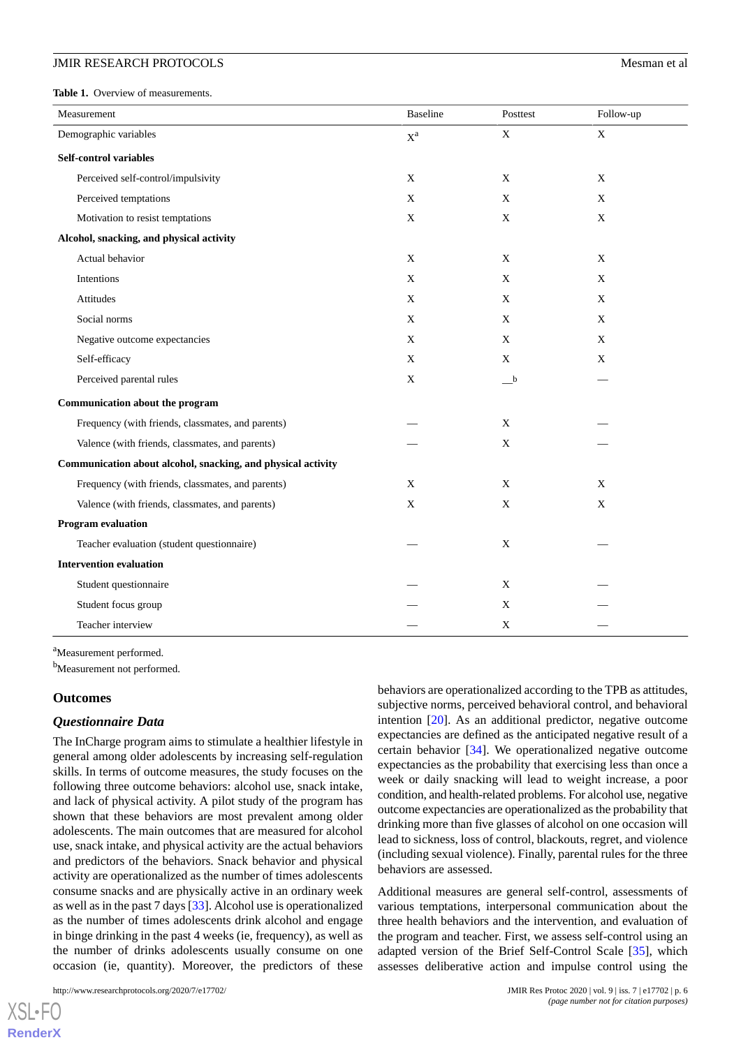**Table 1.** Overview of measurements.

| Measurement | Baseline | Posttest | Follow-up |
|---|---|---|---|
| Demographic variables | X[a] | X | X |
| **Self-control variables** | | | |
| Perceived self-control/impulsivity | X | X | X |
| Perceived temptations | X | X | X |
| Motivation to resist temptations | X | X | X |
| **Alcohol, snacking, and physical activity** | | | |
| Actual behavior | X | X | X |
| Intentions | X | X | X |
| Attitudes | X | X | X |
| Social norms | X | X | X |
| Negative outcome expectancies | X | X | X |
| Self-efficacy | X | X | X |
| Perceived parental rules | X | —[b] | — |
| **Communication about the program** | | | |
| Frequency (with friends, classmates, and parents) | — | X | — |
| Valence (with friends, classmates, and parents) | — | X | — |
| **Communication about alcohol, snacking, and physical activity** | | | |
| Frequency (with friends, classmates, and parents) | X | X | X |
| Valence (with friends, classmates, and parents) | X | X | X |
| **Program evaluation** | | | |
| Teacher evaluation (student questionnaire) | — | X | — |
| **Intervention evaluation** | | | |
| Student questionnaire | — | X | — |
| Student focus group | — | X | — |
| Teacher interview | — | X | — |

[a]Measurement performed.

[b]Measurement not performed.

## Outcomes

### *Questionnaire Data*

The InCharge program aims to stimulate a healthier lifestyle in general among older adolescents by increasing self-regulation skills. In terms of outcome measures, the study focuses on the following three outcome behaviors: alcohol use, snack intake, and lack of physical activity. A pilot study of the program has shown that these behaviors are most prevalent among older adolescents. The main outcomes that are measured for alcohol use, snack intake, and physical activity are the actual behaviors and predictors of the behaviors. Snack behavior and physical activity are operationalized as the number of times adolescents consume snacks and are physically active in an ordinary week as well as in the past 7 days [33]. Alcohol use is operationalized as the number of times adolescents drink alcohol and engage in binge drinking in the past 4 weeks (ie, frequency), as well as the number of drinks adolescents usually consume on one occasion (ie, quantity). Moreover, the predictors of these behaviors are operationalized according to the TPB as attitudes, subjective norms, perceived behavioral control, and behavioral intention [20]. As an additional predictor, negative outcome expectancies are defined as the anticipated negative result of a certain behavior [34]. We operationalized negative outcome expectancies as the probability that exercising less than once a week or daily snacking will lead to weight increase, a poor condition, and health-related problems. For alcohol use, negative outcome expectancies are operationalized as the probability that drinking more than five glasses of alcohol on one occasion will lead to sickness, loss of control, blackouts, regret, and violence (including sexual violence). Finally, parental rules for the three behaviors are assessed.

Additional measures are general self-control, assessments of various temptations, interpersonal communication about the three health behaviors and the intervention, and evaluation of the program and teacher. First, we assess self-control using an adapted version of the Brief Self-Control Scale [35], which assesses deliberative action and impulse control using the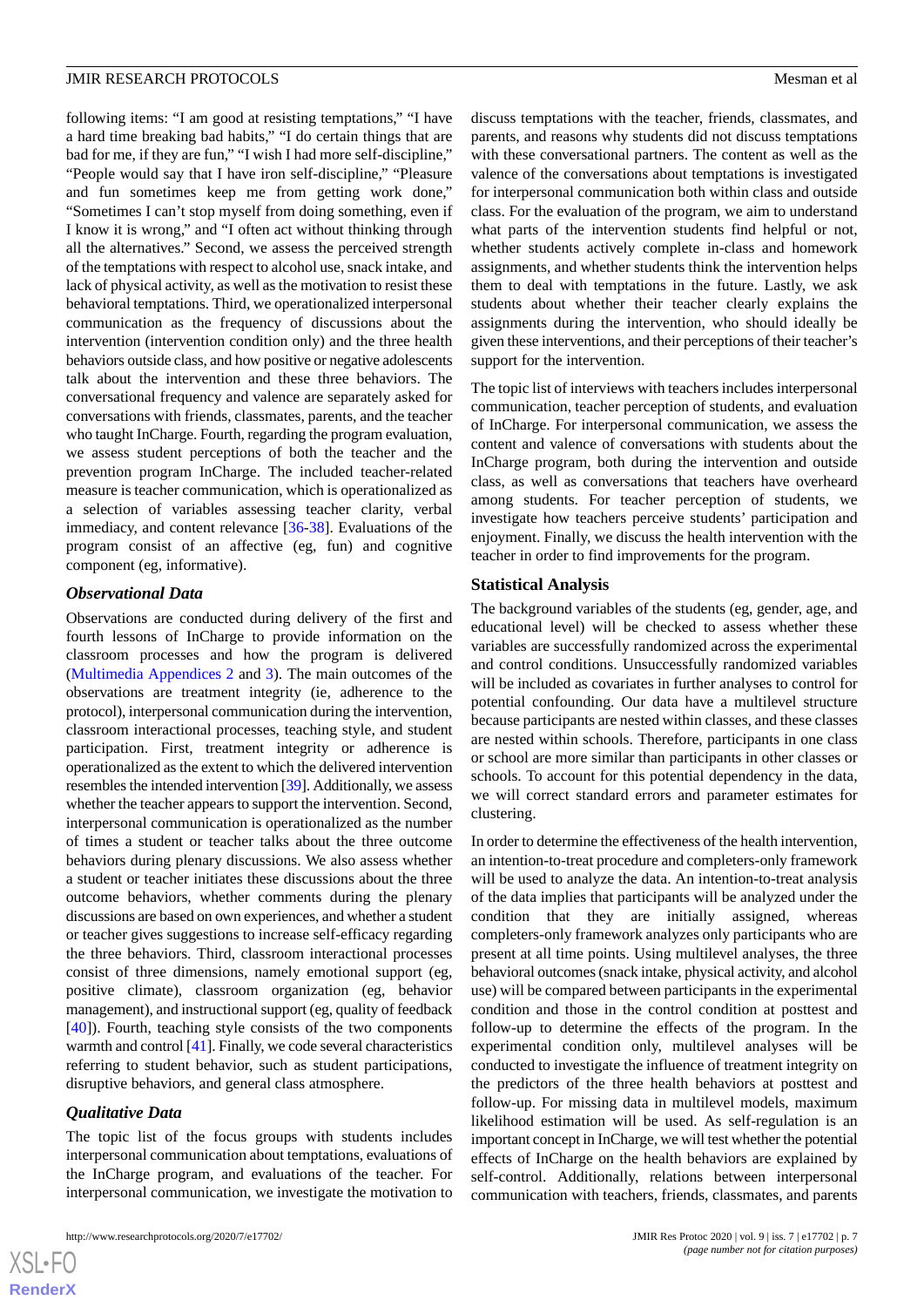following items: "I am good at resisting temptations," "I have a hard time breaking bad habits," "I do certain things that are bad for me, if they are fun," "I wish I had more self-discipline," "People would say that I have iron self-discipline," "Pleasure and fun sometimes keep me from getting work done," "Sometimes I can't stop myself from doing something, even if I know it is wrong," and "I often act without thinking through all the alternatives." Second, we assess the perceived strength of the temptations with respect to alcohol use, snack intake, and lack of physical activity, as well as the motivation to resist these behavioral temptations. Third, we operationalized interpersonal communication as the frequency of discussions about the intervention (intervention condition only) and the three health behaviors outside class, and how positive or negative adolescents talk about the intervention and these three behaviors. The conversational frequency and valence are separately asked for conversations with friends, classmates, parents, and the teacher who taught InCharge. Fourth, regarding the program evaluation, we assess student perceptions of both the teacher and the prevention program InCharge. The included teacher-related measure is teacher communication, which is operationalized as a selection of variables assessing teacher clarity, verbal immediacy, and content relevance [36-38]. Evaluations of the program consist of an affective (eg, fun) and cognitive component (eg, informative).

### *Observational Data*

Observations are conducted during delivery of the first and fourth lessons of InCharge to provide information on the classroom processes and how the program is delivered (Multimedia Appendices 2 and 3). The main outcomes of the observations are treatment integrity (ie, adherence to the protocol), interpersonal communication during the intervention, classroom interactional processes, teaching style, and student participation. First, treatment integrity or adherence is operationalized as the extent to which the delivered intervention resembles the intended intervention [39]. Additionally, we assess whether the teacher appears to support the intervention. Second, interpersonal communication is operationalized as the number of times a student or teacher talks about the three outcome behaviors during plenary discussions. We also assess whether a student or teacher initiates these discussions about the three outcome behaviors, whether comments during the plenary discussions are based on own experiences, and whether a student or teacher gives suggestions to increase self-efficacy regarding the three behaviors. Third, classroom interactional processes consist of three dimensions, namely emotional support (eg, positive climate), classroom organization (eg, behavior management), and instructional support (eg, quality of feedback [40]). Fourth, teaching style consists of the two components warmth and control [41]. Finally, we code several characteristics referring to student behavior, such as student participations, disruptive behaviors, and general class atmosphere.

### *Qualitative Data*

The topic list of the focus groups with students includes interpersonal communication about temptations, evaluations of the InCharge program, and evaluations of the teacher. For interpersonal communication, we investigate the motivation to discuss temptations with the teacher, friends, classmates, and parents, and reasons why students did not discuss temptations with these conversational partners. The content as well as the valence of the conversations about temptations is investigated for interpersonal communication both within class and outside class. For the evaluation of the program, we aim to understand what parts of the intervention students find helpful or not, whether students actively complete in-class and homework assignments, and whether students think the intervention helps them to deal with temptations in the future. Lastly, we ask students about whether their teacher clearly explains the assignments during the intervention, who should ideally be given these interventions, and their perceptions of their teacher's support for the intervention.

The topic list of interviews with teachers includes interpersonal communication, teacher perception of students, and evaluation of InCharge. For interpersonal communication, we assess the content and valence of conversations with students about the InCharge program, both during the intervention and outside class, as well as conversations that teachers have overheard among students. For teacher perception of students, we investigate how teachers perceive students' participation and enjoyment. Finally, we discuss the health intervention with the teacher in order to find improvements for the program.

## Statistical Analysis

The background variables of the students (eg, gender, age, and educational level) will be checked to assess whether these variables are successfully randomized across the experimental and control conditions. Unsuccessfully randomized variables will be included as covariates in further analyses to control for potential confounding. Our data have a multilevel structure because participants are nested within classes, and these classes are nested within schools. Therefore, participants in one class or school are more similar than participants in other classes or schools. To account for this potential dependency in the data, we will correct standard errors and parameter estimates for clustering.

In order to determine the effectiveness of the health intervention, an intention-to-treat procedure and completers-only framework will be used to analyze the data. An intention-to-treat analysis of the data implies that participants will be analyzed under the condition that they are initially assigned, whereas completers-only framework analyzes only participants who are present at all time points. Using multilevel analyses, the three behavioral outcomes (snack intake, physical activity, and alcohol use) will be compared between participants in the experimental condition and those in the control condition at posttest and follow-up to determine the effects of the program. In the experimental condition only, multilevel analyses will be conducted to investigate the influence of treatment integrity on the predictors of the three health behaviors at posttest and follow-up. For missing data in multilevel models, maximum likelihood estimation will be used. As self-regulation is an important concept in InCharge, we will test whether the potential effects of InCharge on the health behaviors are explained by self-control. Additionally, relations between interpersonal communication with teachers, friends, classmates, and parents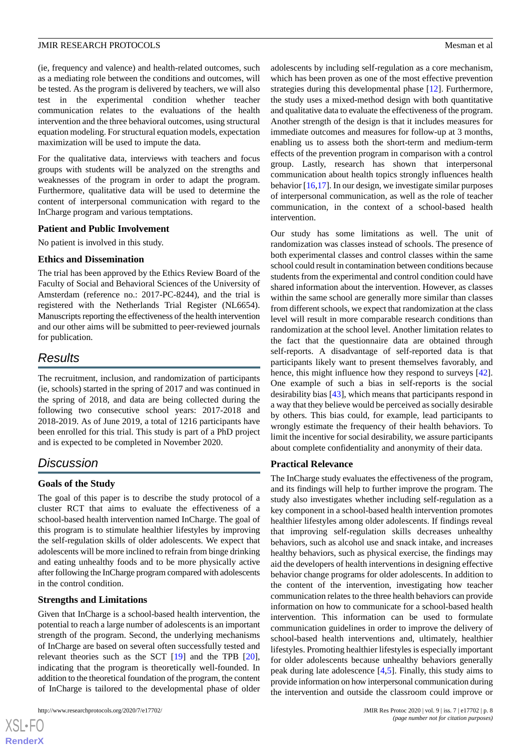(ie, frequency and valence) and health-related outcomes, such as a mediating role between the conditions and outcomes, will be tested. As the program is delivered by teachers, we will also test in the experimental condition whether teacher communication relates to the evaluations of the health intervention and the three behavioral outcomes, using structural equation modeling. For structural equation models, expectation maximization will be used to impute the data.

For the qualitative data, interviews with teachers and focus groups with students will be analyzed on the strengths and weaknesses of the program in order to adapt the program. Furthermore, qualitative data will be used to determine the content of interpersonal communication with regard to the InCharge program and various temptations.

### Patient and Public Involvement

No patient is involved in this study.

### Ethics and Dissemination

The trial has been approved by the Ethics Review Board of the Faculty of Social and Behavioral Sciences of the University of Amsterdam (reference no.: 2017-PC-8244), and the trial is registered with the Netherlands Trial Register (NL6654). Manuscripts reporting the effectiveness of the health intervention and our other aims will be submitted to peer-reviewed journals for publication.

## Results

The recruitment, inclusion, and randomization of participants (ie, schools) started in the spring of 2017 and was continued in the spring of 2018, and data are being collected during the following two consecutive school years: 2017-2018 and 2018-2019. As of June 2019, a total of 1216 participants have been enrolled for this trial. This study is part of a PhD project and is expected to be completed in November 2020.

## Discussion

### Goals of the Study

The goal of this paper is to describe the study protocol of a cluster RCT that aims to evaluate the effectiveness of a school-based health intervention named InCharge. The goal of this program is to stimulate healthier lifestyles by improving the self-regulation skills of older adolescents. We expect that adolescents will be more inclined to refrain from binge drinking and eating unhealthy foods and to be more physically active after following the InCharge program compared with adolescents in the control condition.

### Strengths and Limitations

Given that InCharge is a school-based health intervention, the potential to reach a large number of adolescents is an important strength of the program. Second, the underlying mechanisms of InCharge are based on several often successfully tested and relevant theories such as the SCT [19] and the TPB [20], indicating that the program is theoretically well-founded. In addition to the theoretical foundation of the program, the content of InCharge is tailored to the developmental phase of older adolescents by including self-regulation as a core mechanism, which has been proven as one of the most effective prevention strategies during this developmental phase [12]. Furthermore, the study uses a mixed-method design with both quantitative and qualitative data to evaluate the effectiveness of the program. Another strength of the design is that it includes measures for immediate outcomes and measures for follow-up at 3 months, enabling us to assess both the short-term and medium-term effects of the prevention program in comparison with a control group. Lastly, research has shown that interpersonal communication about health topics strongly influences health behavior [16,17]. In our design, we investigate similar purposes of interpersonal communication, as well as the role of teacher communication, in the context of a school-based health intervention.

Our study has some limitations as well. The unit of randomization was classes instead of schools. The presence of both experimental classes and control classes within the same school could result in contamination between conditions because students from the experimental and control condition could have shared information about the intervention. However, as classes within the same school are generally more similar than classes from different schools, we expect that randomization at the class level will result in more comparable research conditions than randomization at the school level. Another limitation relates to the fact that the questionnaire data are obtained through self-reports. A disadvantage of self-reported data is that participants likely want to present themselves favorably, and hence, this might influence how they respond to surveys [42]. One example of such a bias in self-reports is the social desirability bias [43], which means that participants respond in a way that they believe would be perceived as socially desirable by others. This bias could, for example, lead participants to wrongly estimate the frequency of their health behaviors. To limit the incentive for social desirability, we assure participants about complete confidentiality and anonymity of their data.

### Practical Relevance

The InCharge study evaluates the effectiveness of the program, and its findings will help to further improve the program. The study also investigates whether including self-regulation as a key component in a school-based health intervention promotes healthier lifestyles among older adolescents. If findings reveal that improving self-regulation skills decreases unhealthy behaviors, such as alcohol use and snack intake, and increases healthy behaviors, such as physical exercise, the findings may aid the developers of health interventions in designing effective behavior change programs for older adolescents. In addition to the content of the intervention, investigating how teacher communication relates to the three health behaviors can provide information on how to communicate for a school-based health intervention. This information can be used to formulate communication guidelines in order to improve the delivery of school-based health interventions and, ultimately, healthier lifestyles. Promoting healthier lifestyles is especially important for older adolescents because unhealthy behaviors generally peak during late adolescence [4,5]. Finally, this study aims to provide information on how interpersonal communication during the intervention and outside the classroom could improve or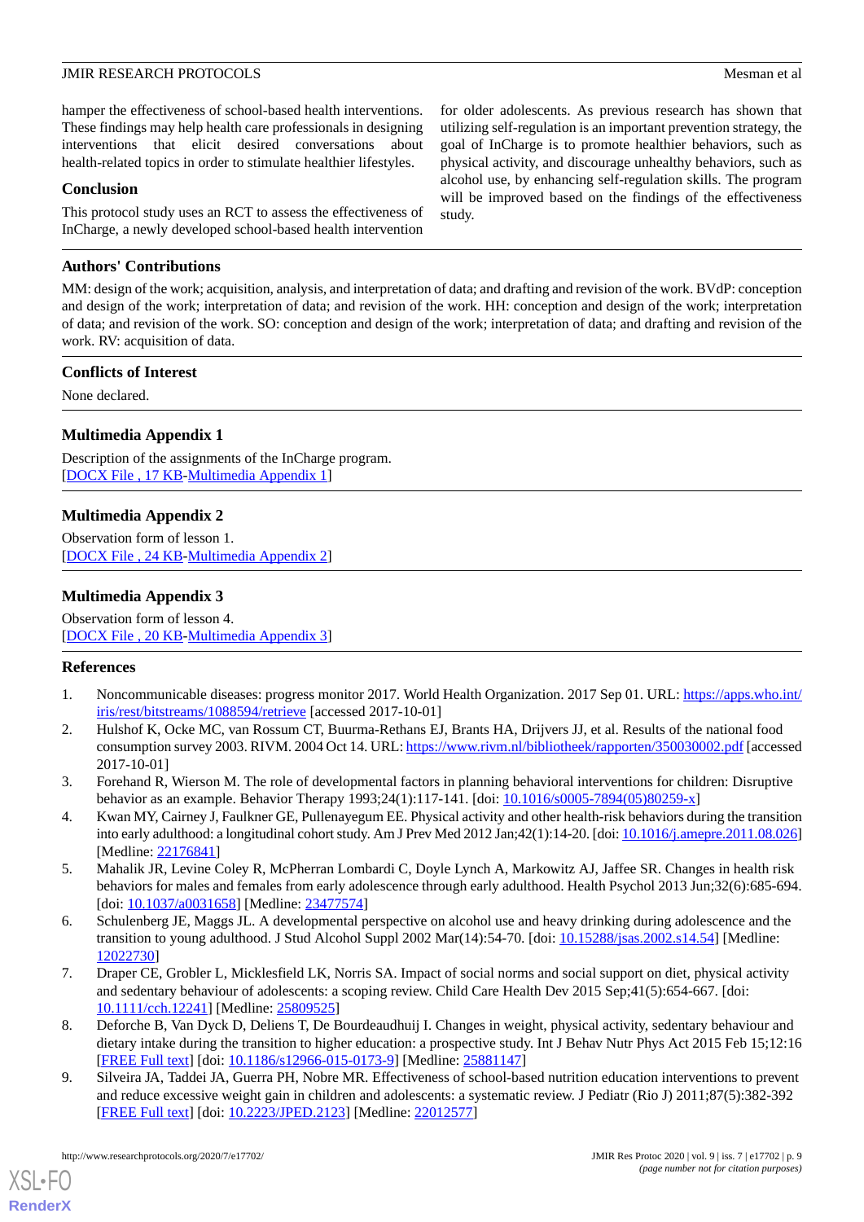hamper the effectiveness of school-based health interventions. These findings may help health care professionals in designing interventions that elicit desired conversations about health-related topics in order to stimulate healthier lifestyles.

### Conclusion

This protocol study uses an RCT to assess the effectiveness of InCharge, a newly developed school-based health intervention for older adolescents. As previous research has shown that utilizing self-regulation is an important prevention strategy, the goal of InCharge is to promote healthier behaviors, such as physical activity, and discourage unhealthy behaviors, such as alcohol use, by enhancing self-regulation skills. The program will be improved based on the findings of the effectiveness study.

## Authors' Contributions

MM: design of the work; acquisition, analysis, and interpretation of data; and drafting and revision of the work. BVdP: conception and design of the work; interpretation of data; and revision of the work. HH: conception and design of the work; interpretation of data; and revision of the work. SO: conception and design of the work; interpretation of data; and drafting and revision of the work. RV: acquisition of data.

## Conflicts of Interest

None declared.

## Multimedia Appendix 1

Description of the assignments of the InCharge program.
[DOCX File , 17 KB-Multimedia Appendix 1]

## Multimedia Appendix 2

Observation form of lesson 1.
[DOCX File , 24 KB-Multimedia Appendix 2]

## Multimedia Appendix 3

Observation form of lesson 4.
[DOCX File , 20 KB-Multimedia Appendix 3]

## References

1. Noncommunicable diseases: progress monitor 2017. World Health Organization. 2017 Sep 01. URL: https://apps.who.int/iris/rest/bitstreams/1088594/retrieve [accessed 2017-10-01]
2. Hulshof K, Ocke MC, van Rossum CT, Buurma-Rethans EJ, Brants HA, Drijvers JJ, et al. Results of the national food consumption survey 2003. RIVM. 2004 Oct 14. URL: https://www.rivm.nl/bibliotheek/rapporten/350030002.pdf [accessed 2017-10-01]
3. Forehand R, Wierson M. The role of developmental factors in planning behavioral interventions for children: Disruptive behavior as an example. Behavior Therapy 1993;24(1):117-141. [doi: 10.1016/s0005-7894(05)80259-x]
4. Kwan MY, Cairney J, Faulkner GE, Pullenayegum EE. Physical activity and other health-risk behaviors during the transition into early adulthood: a longitudinal cohort study. Am J Prev Med 2012 Jan;42(1):14-20. [doi: 10.1016/j.amepre.2011.08.026] [Medline: 22176841]
5. Mahalik JR, Levine Coley R, McPherran Lombardi C, Doyle Lynch A, Markowitz AJ, Jaffee SR. Changes in health risk behaviors for males and females from early adolescence through early adulthood. Health Psychol 2013 Jun;32(6):685-694. [doi: 10.1037/a0031658] [Medline: 23477574]
6. Schulenberg JE, Maggs JL. A developmental perspective on alcohol use and heavy drinking during adolescence and the transition to young adulthood. J Stud Alcohol Suppl 2002 Mar(14):54-70. [doi: 10.15288/jsas.2002.s14.54] [Medline: 12022730]
7. Draper CE, Grobler L, Micklesfield LK, Norris SA. Impact of social norms and social support on diet, physical activity and sedentary behaviour of adolescents: a scoping review. Child Care Health Dev 2015 Sep;41(5):654-667. [doi: 10.1111/cch.12241] [Medline: 25809525]
8. Deforche B, Van Dyck D, Deliens T, De Bourdeaudhuij I. Changes in weight, physical activity, sedentary behaviour and dietary intake during the transition to higher education: a prospective study. Int J Behav Nutr Phys Act 2015 Feb 15;12:16 [FREE Full text] [doi: 10.1186/s12966-015-0173-9] [Medline: 25881147]
9. Silveira JA, Taddei JA, Guerra PH, Nobre MR. Effectiveness of school-based nutrition education interventions to prevent and reduce excessive weight gain in children and adolescents: a systematic review. J Pediatr (Rio J) 2011;87(5):382-392 [FREE Full text] [doi: 10.2223/JPED.2123] [Medline: 22012577]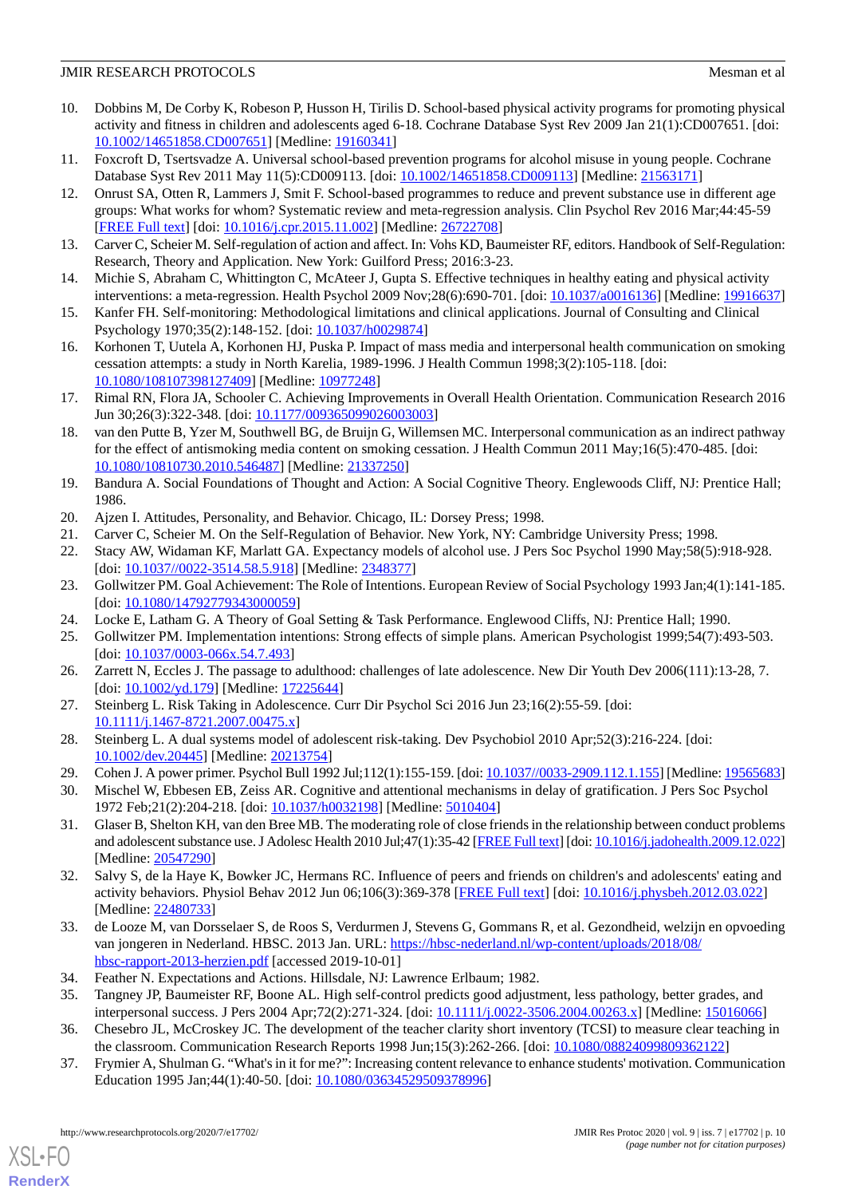10. Dobbins M, De Corby K, Robeson P, Husson H, Tirilis D. School-based physical activity programs for promoting physical activity and fitness in children and adolescents aged 6-18. Cochrane Database Syst Rev 2009 Jan 21(1):CD007651. [doi: 10.1002/14651858.CD007651] [Medline: 19160341]
11. Foxcroft D, Tsertsvadze A. Universal school-based prevention programs for alcohol misuse in young people. Cochrane Database Syst Rev 2011 May 11(5):CD009113. [doi: 10.1002/14651858.CD009113] [Medline: 21563171]
12. Onrust SA, Otten R, Lammers J, Smit F. School-based programmes to reduce and prevent substance use in different age groups: What works for whom? Systematic review and meta-regression analysis. Clin Psychol Rev 2016 Mar;44:45-59 [FREE Full text] [doi: 10.1016/j.cpr.2015.11.002] [Medline: 26722708]
13. Carver C, Scheier M. Self-regulation of action and affect. In: Vohs KD, Baumeister RF, editors. Handbook of Self-Regulation: Research, Theory and Application. New York: Guilford Press; 2016:3-23.
14. Michie S, Abraham C, Whittington C, McAteer J, Gupta S. Effective techniques in healthy eating and physical activity interventions: a meta-regression. Health Psychol 2009 Nov;28(6):690-701. [doi: 10.1037/a0016136] [Medline: 19916637]
15. Kanfer FH. Self-monitoring: Methodological limitations and clinical applications. Journal of Consulting and Clinical Psychology 1970;35(2):148-152. [doi: 10.1037/h0029874]
16. Korhonen T, Uutela A, Korhonen HJ, Puska P. Impact of mass media and interpersonal health communication on smoking cessation attempts: a study in North Karelia, 1989-1996. J Health Commun 1998;3(2):105-118. [doi: 10.1080/108107398127409] [Medline: 10977248]
17. Rimal RN, Flora JA, Schooler C. Achieving Improvements in Overall Health Orientation. Communication Research 2016 Jun 30;26(3):322-348. [doi: 10.1177/009365099026003003]
18. van den Putte B, Yzer M, Southwell BG, de Bruijn G, Willemsen MC. Interpersonal communication as an indirect pathway for the effect of antismoking media content on smoking cessation. J Health Commun 2011 May;16(5):470-485. [doi: 10.1080/10810730.2010.546487] [Medline: 21337250]
19. Bandura A. Social Foundations of Thought and Action: A Social Cognitive Theory. Englewoods Cliff, NJ: Prentice Hall; 1986.
20. Ajzen I. Attitudes, Personality, and Behavior. Chicago, IL: Dorsey Press; 1998.
21. Carver C, Scheier M. On the Self-Regulation of Behavior. New York, NY: Cambridge University Press; 1998.
22. Stacy AW, Widaman KF, Marlatt GA. Expectancy models of alcohol use. J Pers Soc Psychol 1990 May;58(5):918-928. [doi: 10.1037//0022-3514.58.5.918] [Medline: 2348377]
23. Gollwitzer PM. Goal Achievement: The Role of Intentions. European Review of Social Psychology 1993 Jan;4(1):141-185. [doi: 10.1080/14792779343000059]
24. Locke E, Latham G. A Theory of Goal Setting & Task Performance. Englewood Cliffs, NJ: Prentice Hall; 1990.
25. Gollwitzer PM. Implementation intentions: Strong effects of simple plans. American Psychologist 1999;54(7):493-503. [doi: 10.1037/0003-066x.54.7.493]
26. Zarrett N, Eccles J. The passage to adulthood: challenges of late adolescence. New Dir Youth Dev 2006(111):13-28, 7. [doi: 10.1002/yd.179] [Medline: 17225644]
27. Steinberg L. Risk Taking in Adolescence. Curr Dir Psychol Sci 2016 Jun 23;16(2):55-59. [doi: 10.1111/j.1467-8721.2007.00475.x]
28. Steinberg L. A dual systems model of adolescent risk-taking. Dev Psychobiol 2010 Apr;52(3):216-224. [doi: 10.1002/dev.20445] [Medline: 20213754]
29. Cohen J. A power primer. Psychol Bull 1992 Jul;112(1):155-159. [doi: 10.1037//0033-2909.112.1.155] [Medline: 19565683]
30. Mischel W, Ebbesen EB, Zeiss AR. Cognitive and attentional mechanisms in delay of gratification. J Pers Soc Psychol 1972 Feb;21(2):204-218. [doi: 10.1037/h0032198] [Medline: 5010404]
31. Glaser B, Shelton KH, van den Bree MB. The moderating role of close friends in the relationship between conduct problems and adolescent substance use. J Adolesc Health 2010 Jul;47(1):35-42 [FREE Full text] [doi: 10.1016/j.jadohealth.2009.12.022] [Medline: 20547290]
32. Salvy S, de la Haye K, Bowker JC, Hermans RC. Influence of peers and friends on children's and adolescents' eating and activity behaviors. Physiol Behav 2012 Jun 06;106(3):369-378 [FREE Full text] [doi: 10.1016/j.physbeh.2012.03.022] [Medline: 22480733]
33. de Looze M, van Dorsselaer S, de Roos S, Verdurmen J, Stevens G, Gommans R, et al. Gezondheid, welzijn en opvoeding van jongeren in Nederland. HBSC. 2013 Jan. URL: https://hbsc-nederland.nl/wp-content/uploads/2018/08/hbsc-rapport-2013-herzien.pdf [accessed 2019-10-01]
34. Feather N. Expectations and Actions. Hillsdale, NJ: Lawrence Erlbaum; 1982.
35. Tangney JP, Baumeister RF, Boone AL. High self-control predicts good adjustment, less pathology, better grades, and interpersonal success. J Pers 2004 Apr;72(2):271-324. [doi: 10.1111/j.0022-3506.2004.00263.x] [Medline: 15016066]
36. Chesebro JL, McCroskey JC. The development of the teacher clarity short inventory (TCSI) to measure clear teaching in the classroom. Communication Research Reports 1998 Jun;15(3):262-266. [doi: 10.1080/08824099809362122]
37. Frymier A, Shulman G. "What's in it for me?": Increasing content relevance to enhance students' motivation. Communication Education 1995 Jan;44(1):40-50. [doi: 10.1080/03634529509378996]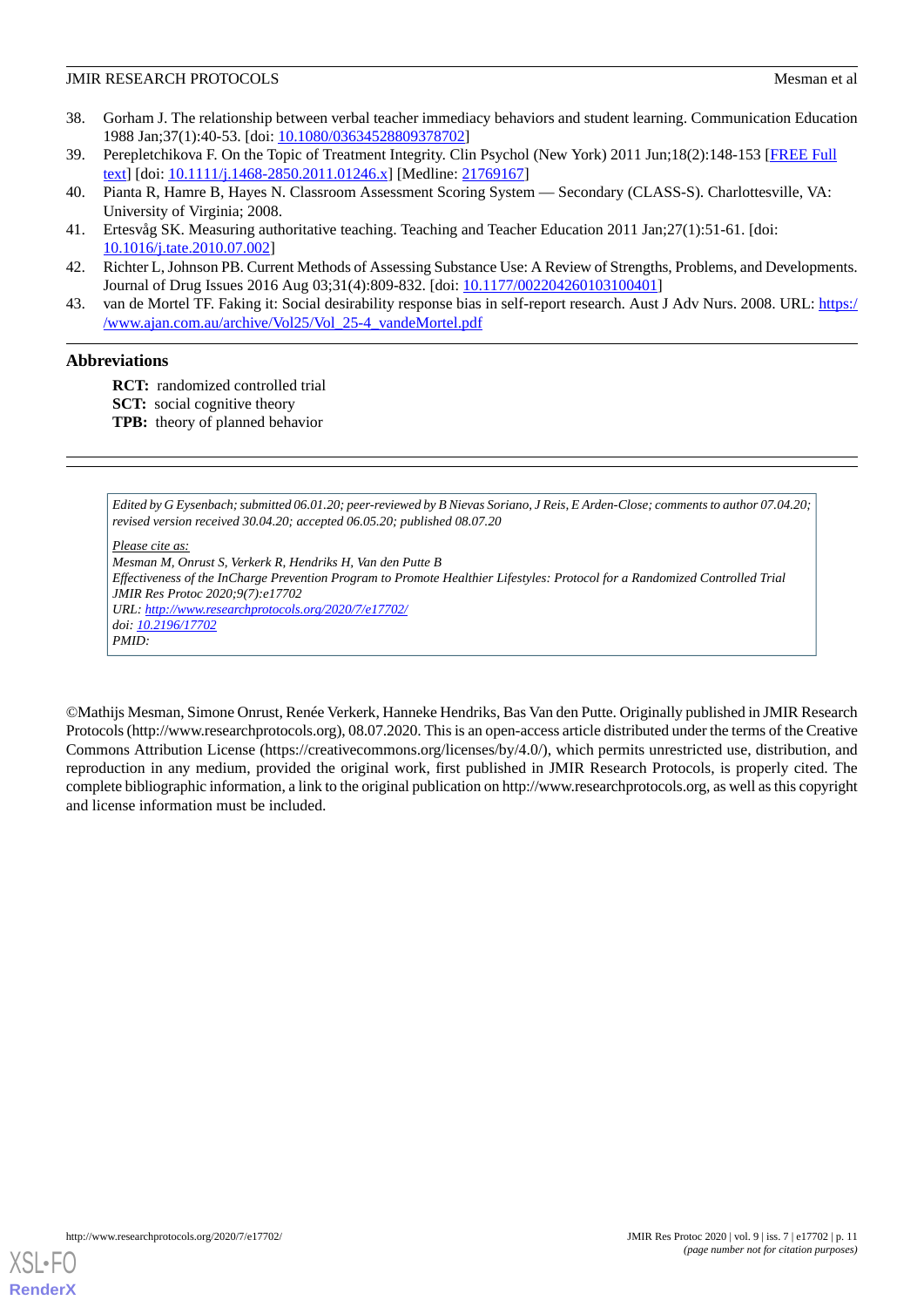38. Gorham J. The relationship between verbal teacher immediacy behaviors and student learning. Communication Education 1988 Jan;37(1):40-53. [doi: 10.1080/03634528809378702]
39. Perepletchikova F. On the Topic of Treatment Integrity. Clin Psychol (New York) 2011 Jun;18(2):148-153 [FREE Full text] [doi: 10.1111/j.1468-2850.2011.01246.x] [Medline: 21769167]
40. Pianta R, Hamre B, Hayes N. Classroom Assessment Scoring System — Secondary (CLASS-S). Charlottesville, VA: University of Virginia; 2008.
41. Ertesvåg SK. Measuring authoritative teaching. Teaching and Teacher Education 2011 Jan;27(1):51-61. [doi: 10.1016/j.tate.2010.07.002]
42. Richter L, Johnson PB. Current Methods of Assessing Substance Use: A Review of Strengths, Problems, and Developments. Journal of Drug Issues 2016 Aug 03;31(4):809-832. [doi: 10.1177/002204260103100401]
43. van de Mortel TF. Faking it: Social desirability response bias in self-report research. Aust J Adv Nurs. 2008. URL: https://www.ajan.com.au/archive/Vol25/Vol_25-4_vandeMortel.pdf

## Abbreviations

**RCT:** randomized controlled trial
**SCT:** social cognitive theory
**TPB:** theory of planned behavior

*Edited by G Eysenbach; submitted 06.01.20; peer-reviewed by B Nievas Soriano, J Reis, E Arden-Close; comments to author 07.04.20; revised version received 30.04.20; accepted 06.05.20; published 08.07.20*

*Please cite as:*
*Mesman M, Onrust S, Verkerk R, Hendriks H, Van den Putte B*
*Effectiveness of the InCharge Prevention Program to Promote Healthier Lifestyles: Protocol for a Randomized Controlled Trial*
*JMIR Res Protoc 2020;9(7):e17702*
*URL: http://www.researchprotocols.org/2020/7/e17702/*
*doi: 10.2196/17702*
*PMID:*

©Mathijs Mesman, Simone Onrust, Renée Verkerk, Hanneke Hendriks, Bas Van den Putte. Originally published in JMIR Research Protocols (http://www.researchprotocols.org), 08.07.2020. This is an open-access article distributed under the terms of the Creative Commons Attribution License (https://creativecommons.org/licenses/by/4.0/), which permits unrestricted use, distribution, and reproduction in any medium, provided the original work, first published in JMIR Research Protocols, is properly cited. The complete bibliographic information, a link to the original publication on http://www.researchprotocols.org, as well as this copyright and license information must be included.